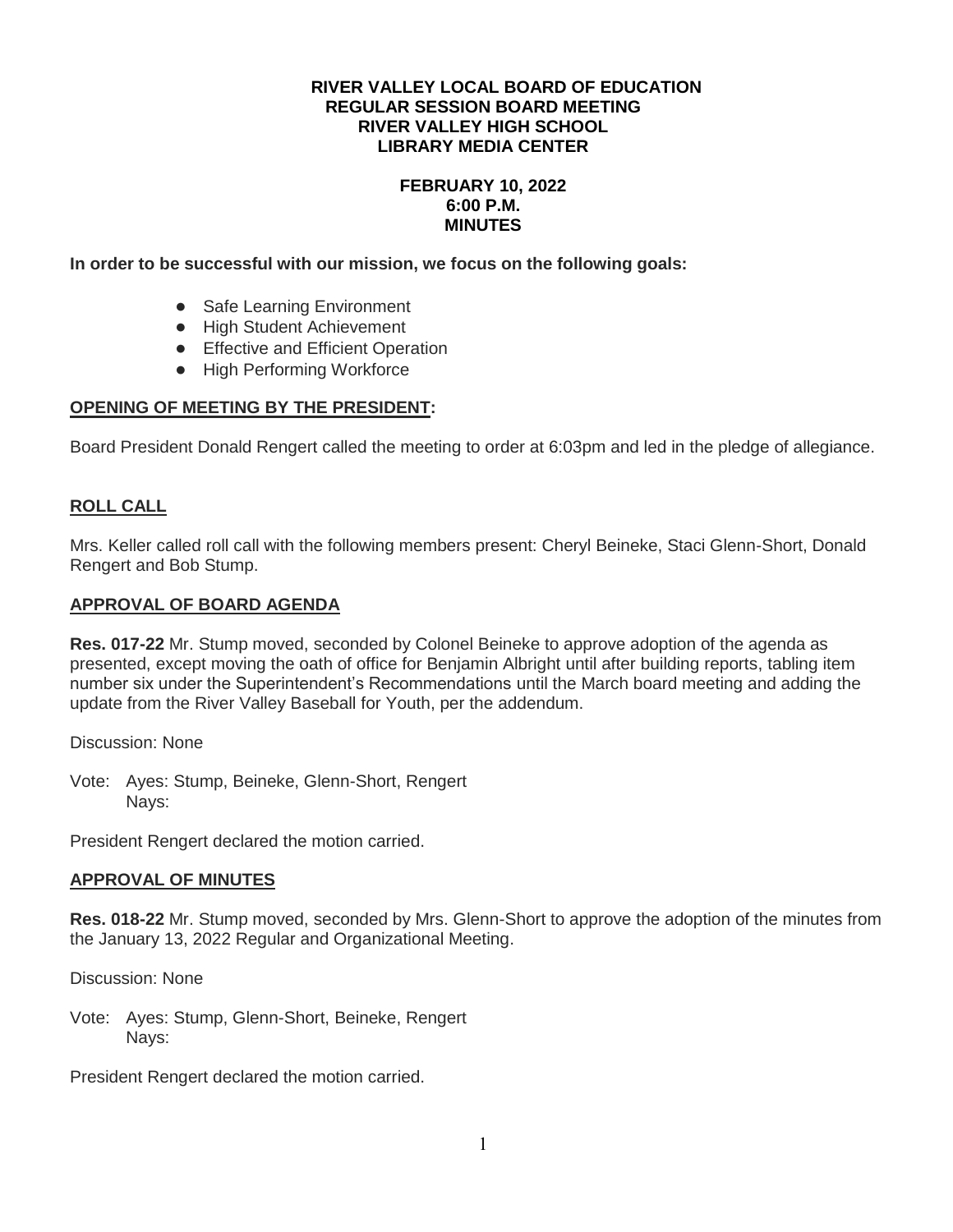**RIVER VALLEY LOCAL BOARD OF EDUCATION**
**REGULAR SESSION BOARD MEETING**
**RIVER VALLEY HIGH SCHOOL**
**LIBRARY MEDIA CENTER**

**FEBRUARY 10, 2022**
**6:00 P.M.**
**MINUTES**

**In order to be successful with our mission, we focus on the following goals:**

- Safe Learning Environment
- High Student Achievement
- Effective and Efficient Operation
- High Performing Workforce

## OPENING OF MEETING BY THE PRESIDENT:

Board President Donald Rengert called the meeting to order at 6:03pm and led in the pledge of allegiance.

## ROLL CALL

Mrs. Keller called roll call with the following members present: Cheryl Beineke, Staci Glenn-Short, Donald Rengert and Bob Stump.

## APPROVAL OF BOARD AGENDA

**Res. 017-22** Mr. Stump moved, seconded by Colonel Beineke to approve adoption of the agenda as presented, except moving the oath of office for Benjamin Albright until after building reports, tabling item number six under the Superintendent's Recommendations until the March board meeting and adding the update from the River Valley Baseball for Youth, per the addendum.

Discussion: None

Vote: Ayes: Stump, Beineke, Glenn-Short, Rengert
Nays:

President Rengert declared the motion carried.

## APPROVAL OF MINUTES

**Res. 018-22** Mr. Stump moved, seconded by Mrs. Glenn-Short to approve the adoption of the minutes from the January 13, 2022 Regular and Organizational Meeting.

Discussion: None

Vote: Ayes: Stump, Glenn-Short, Beineke, Rengert
Nays:

President Rengert declared the motion carried.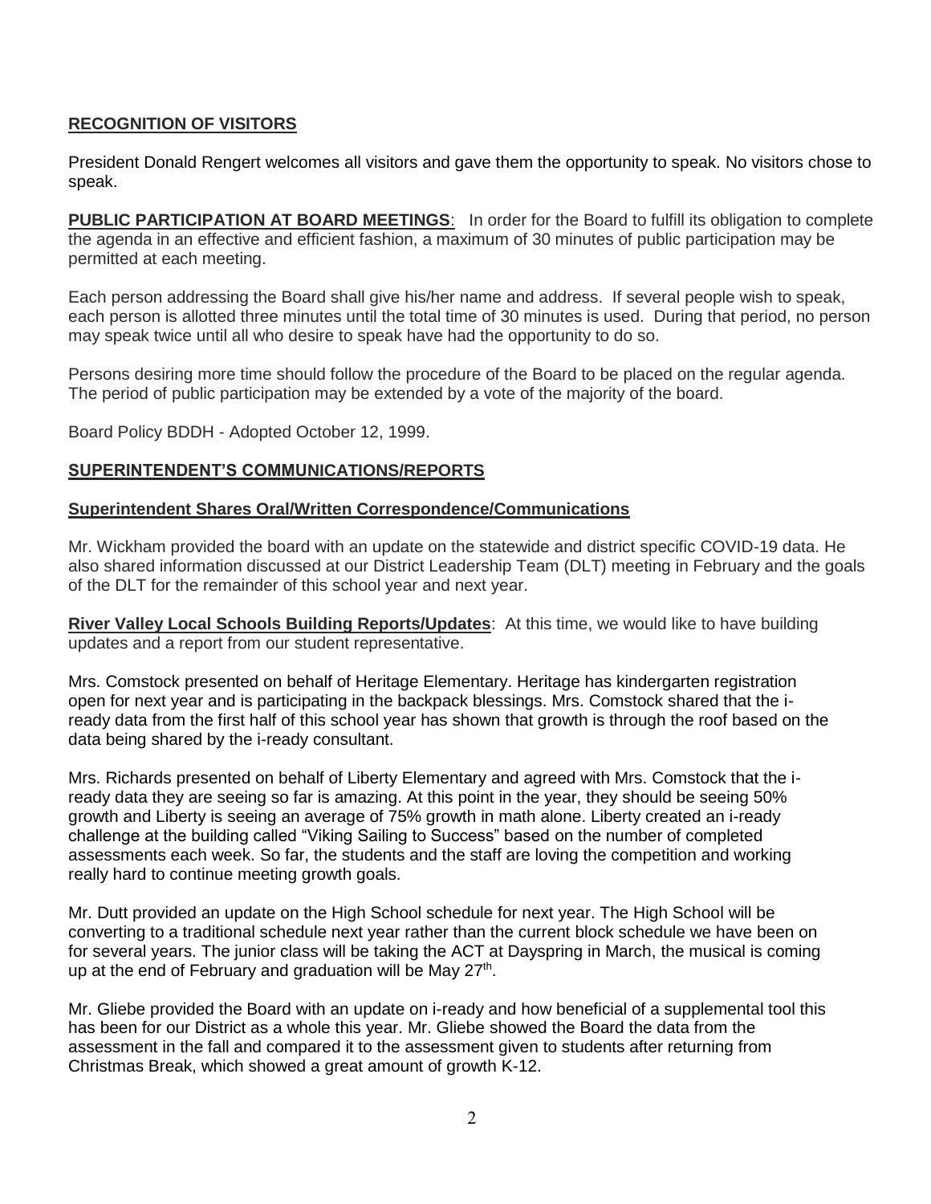**RECOGNITION OF VISITORS**

President Donald Rengert welcomes all visitors and gave them the opportunity to speak. No visitors chose to speak.

**PUBLIC PARTICIPATION AT BOARD MEETINGS**: In order for the Board to fulfill its obligation to complete the agenda in an effective and efficient fashion, a maximum of 30 minutes of public participation may be permitted at each meeting.

Each person addressing the Board shall give his/her name and address. If several people wish to speak, each person is allotted three minutes until the total time of 30 minutes is used. During that period, no person may speak twice until all who desire to speak have had the opportunity to do so.

Persons desiring more time should follow the procedure of the Board to be placed on the regular agenda. The period of public participation may be extended by a vote of the majority of the board.

Board Policy BDDH - Adopted October 12, 1999.

**SUPERINTENDENT'S COMMUNICATIONS/REPORTS**

**Superintendent Shares Oral/Written Correspondence/Communications**

Mr. Wickham provided the board with an update on the statewide and district specific COVID-19 data. He also shared information discussed at our District Leadership Team (DLT) meeting in February and the goals of the DLT for the remainder of this school year and next year.

**River Valley Local Schools Building Reports/Updates**: At this time, we would like to have building updates and a report from our student representative.

Mrs. Comstock presented on behalf of Heritage Elementary. Heritage has kindergarten registration open for next year and is participating in the backpack blessings. Mrs. Comstock shared that the i-ready data from the first half of this school year has shown that growth is through the roof based on the data being shared by the i-ready consultant.

Mrs. Richards presented on behalf of Liberty Elementary and agreed with Mrs. Comstock that the i-ready data they are seeing so far is amazing. At this point in the year, they should be seeing 50% growth and Liberty is seeing an average of 75% growth in math alone. Liberty created an i-ready challenge at the building called "Viking Sailing to Success" based on the number of completed assessments each week. So far, the students and the staff are loving the competition and working really hard to continue meeting growth goals.

Mr. Dutt provided an update on the High School schedule for next year. The High School will be converting to a traditional schedule next year rather than the current block schedule we have been on for several years. The junior class will be taking the ACT at Dayspring in March, the musical is coming up at the end of February and graduation will be May 27th.

Mr. Gliebe provided the Board with an update on i-ready and how beneficial of a supplemental tool this has been for our District as a whole this year. Mr. Gliebe showed the Board the data from the assessment in the fall and compared it to the assessment given to students after returning from Christmas Break, which showed a great amount of growth K-12.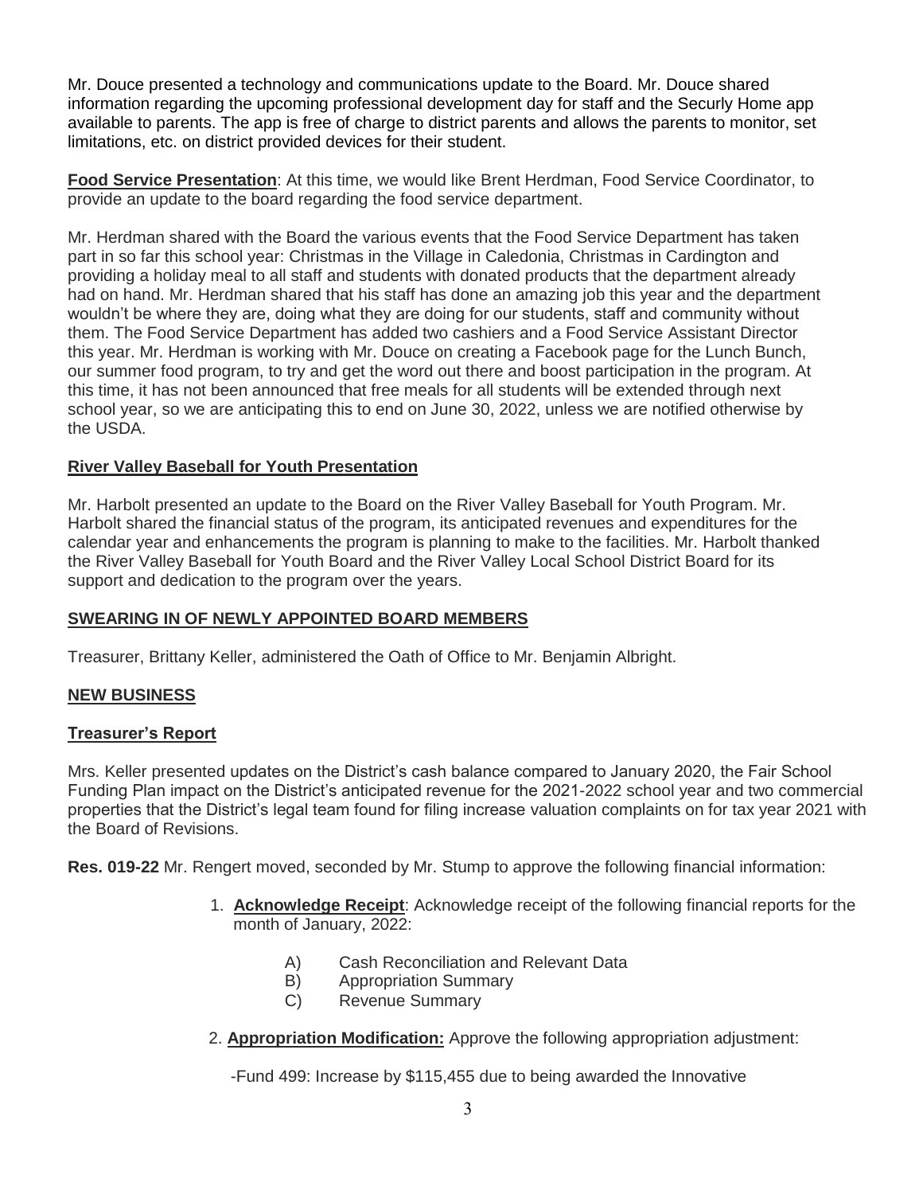Mr. Douce presented a technology and communications update to the Board. Mr. Douce shared information regarding the upcoming professional development day for staff and the Securly Home app available to parents. The app is free of charge to district parents and allows the parents to monitor, set limitations, etc. on district provided devices for their student.

**Food Service Presentation**: At this time, we would like Brent Herdman, Food Service Coordinator, to provide an update to the board regarding the food service department.

Mr. Herdman shared with the Board the various events that the Food Service Department has taken part in so far this school year: Christmas in the Village in Caledonia, Christmas in Cardington and providing a holiday meal to all staff and students with donated products that the department already had on hand. Mr. Herdman shared that his staff has done an amazing job this year and the department wouldn't be where they are, doing what they are doing for our students, staff and community without them. The Food Service Department has added two cashiers and a Food Service Assistant Director this year. Mr. Herdman is working with Mr. Douce on creating a Facebook page for the Lunch Bunch, our summer food program, to try and get the word out there and boost participation in the program. At this time, it has not been announced that free meals for all students will be extended through next school year, so we are anticipating this to end on June 30, 2022, unless we are notified otherwise by the USDA.

**River Valley Baseball for Youth Presentation**

Mr. Harbolt presented an update to the Board on the River Valley Baseball for Youth Program. Mr. Harbolt shared the financial status of the program, its anticipated revenues and expenditures for the calendar year and enhancements the program is planning to make to the facilities. Mr. Harbolt thanked the River Valley Baseball for Youth Board and the River Valley Local School District Board for its support and dedication to the program over the years.

## SWEARING IN OF NEWLY APPOINTED BOARD MEMBERS

Treasurer, Brittany Keller, administered the Oath of Office to Mr. Benjamin Albright.

## NEW BUSINESS

### Treasurer's Report

Mrs. Keller presented updates on the District's cash balance compared to January 2020, the Fair School Funding Plan impact on the District's anticipated revenue for the 2021-2022 school year and two commercial properties that the District's legal team found for filing increase valuation complaints on for tax year 2021 with the Board of Revisions.

**Res. 019-22** Mr. Rengert moved, seconded by Mr. Stump to approve the following financial information:

1. **Acknowledge Receipt**: Acknowledge receipt of the following financial reports for the month of January, 2022:

   A) Cash Reconciliation and Relevant Data
   B) Appropriation Summary
   C) Revenue Summary

2. **Appropriation Modification:** Approve the following appropriation adjustment:

   -Fund 499: Increase by $115,455 due to being awarded the Innovative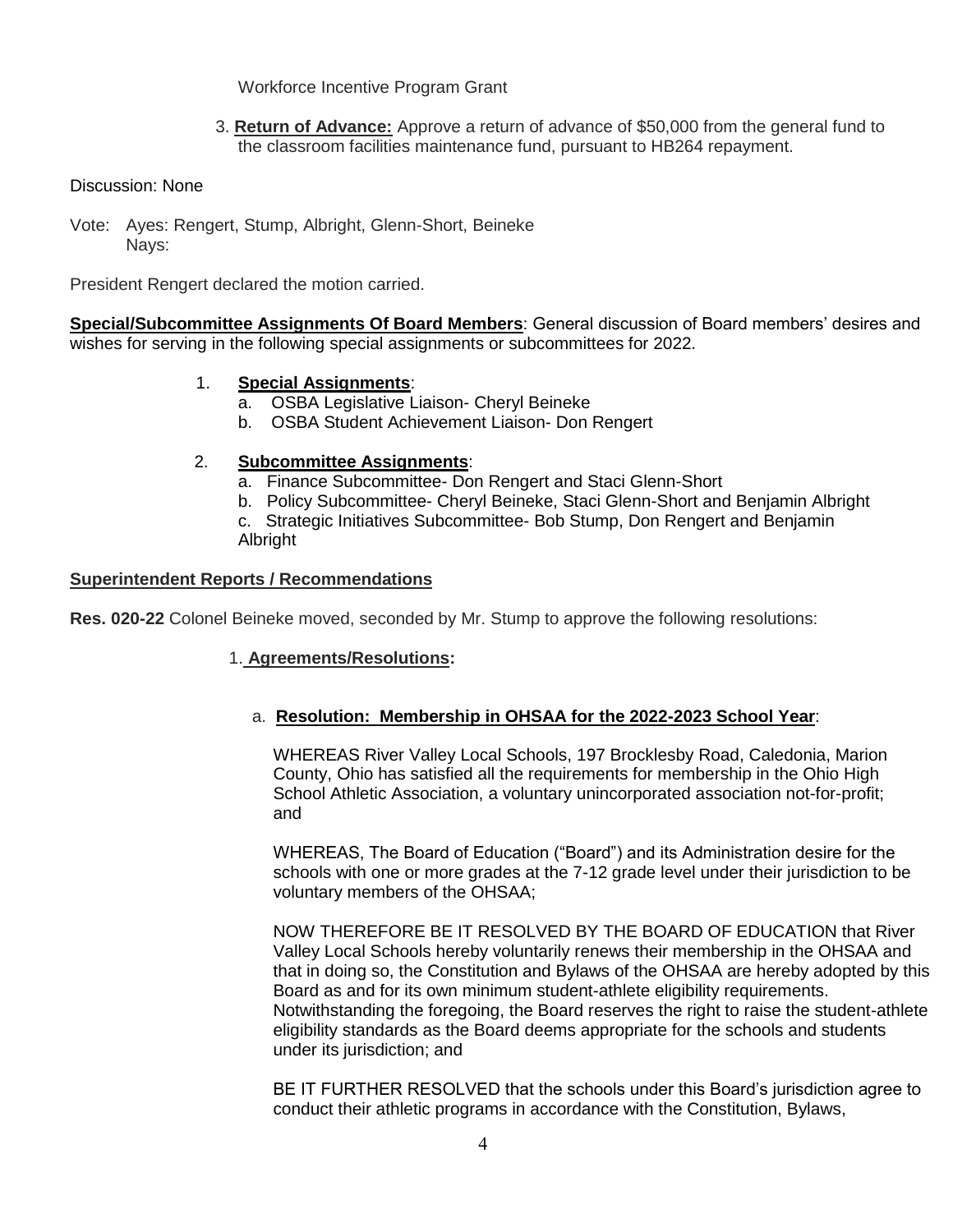Workforce Incentive Program Grant

3. **Return of Advance:** Approve a return of advance of $50,000 from the general fund to the classroom facilities maintenance fund, pursuant to HB264 repayment.

Discussion: None

Vote: Ayes: Rengert, Stump, Albright, Glenn-Short, Beineke
Nays:

President Rengert declared the motion carried.

**Special/Subcommittee Assignments Of Board Members**: General discussion of Board members' desires and wishes for serving in the following special assignments or subcommittees for 2022.

1. **Special Assignments**:
   a. OSBA Legislative Liaison- Cheryl Beineke
   b. OSBA Student Achievement Liaison- Don Rengert

2. **Subcommittee Assignments**:
   a. Finance Subcommittee- Don Rengert and Staci Glenn-Short
   b. Policy Subcommittee- Cheryl Beineke, Staci Glenn-Short and Benjamin Albright
   c. Strategic Initiatives Subcommittee- Bob Stump, Don Rengert and Benjamin Albright

**Superintendent Reports / Recommendations**

**Res. 020-22** Colonel Beineke moved, seconded by Mr. Stump to approve the following resolutions:

1. **Agreements/Resolutions:**

   a. **Resolution: Membership in OHSAA for the 2022-2023 School Year**:

   WHEREAS River Valley Local Schools, 197 Brocklesby Road, Caledonia, Marion County, Ohio has satisfied all the requirements for membership in the Ohio High School Athletic Association, a voluntary unincorporated association not-for-profit; and

   WHEREAS, The Board of Education ("Board") and its Administration desire for the schools with one or more grades at the 7-12 grade level under their jurisdiction to be voluntary members of the OHSAA;

   NOW THEREFORE BE IT RESOLVED BY THE BOARD OF EDUCATION that River Valley Local Schools hereby voluntarily renews their membership in the OHSAA and that in doing so, the Constitution and Bylaws of the OHSAA are hereby adopted by this Board as and for its own minimum student-athlete eligibility requirements. Notwithstanding the foregoing, the Board reserves the right to raise the student-athlete eligibility standards as the Board deems appropriate for the schools and students under its jurisdiction; and

   BE IT FURTHER RESOLVED that the schools under this Board's jurisdiction agree to conduct their athletic programs in accordance with the Constitution, Bylaws,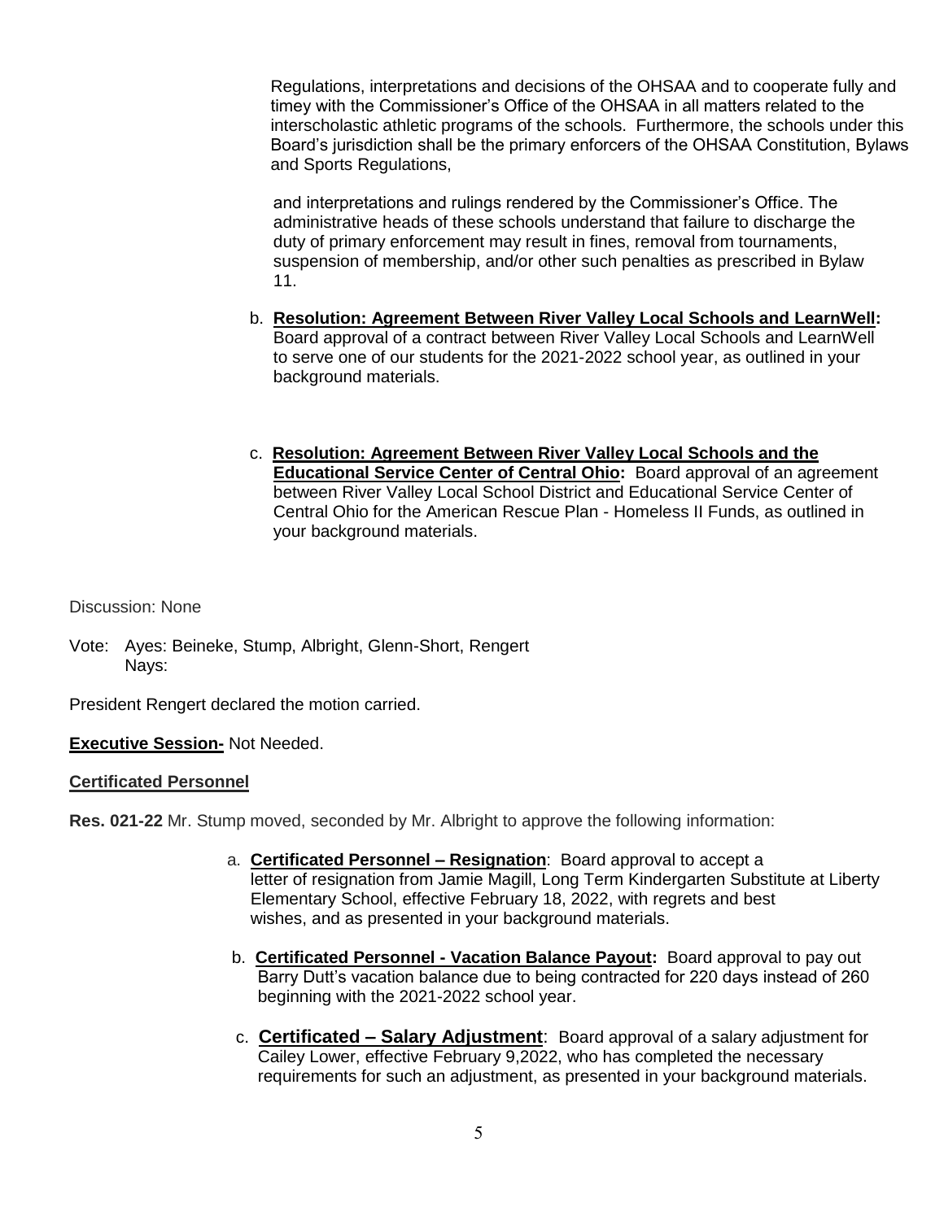Regulations, interpretations and decisions of the OHSAA and to cooperate fully and timey with the Commissioner's Office of the OHSAA in all matters related to the interscholastic athletic programs of the schools. Furthermore, the schools under this Board's jurisdiction shall be the primary enforcers of the OHSAA Constitution, Bylaws and Sports Regulations,

and interpretations and rulings rendered by the Commissioner's Office. The administrative heads of these schools understand that failure to discharge the duty of primary enforcement may result in fines, removal from tournaments, suspension of membership, and/or other such penalties as prescribed in Bylaw 11.

b. **Resolution: Agreement Between River Valley Local Schools and LearnWell:** Board approval of a contract between River Valley Local Schools and LearnWell to serve one of our students for the 2021-2022 school year, as outlined in your background materials.

c. **Resolution: Agreement Between River Valley Local Schools and the Educational Service Center of Central Ohio:** Board approval of an agreement between River Valley Local School District and Educational Service Center of Central Ohio for the American Rescue Plan - Homeless II Funds, as outlined in your background materials.

Discussion: None

Vote: Ayes: Beineke, Stump, Albright, Glenn-Short, Rengert
Nays:

President Rengert declared the motion carried.

**Executive Session-** Not Needed.

**Certificated Personnel**

**Res. 021-22** Mr. Stump moved, seconded by Mr. Albright to approve the following information:

a. **Certificated Personnel – Resignation**: Board approval to accept a letter of resignation from Jamie Magill, Long Term Kindergarten Substitute at Liberty Elementary School, effective February 18, 2022, with regrets and best wishes, and as presented in your background materials.

b. **Certificated Personnel - Vacation Balance Payout:** Board approval to pay out Barry Dutt's vacation balance due to being contracted for 220 days instead of 260 beginning with the 2021-2022 school year.

c. **Certificated – Salary Adjustment**: Board approval of a salary adjustment for Cailey Lower, effective February 9,2022, who has completed the necessary requirements for such an adjustment, as presented in your background materials.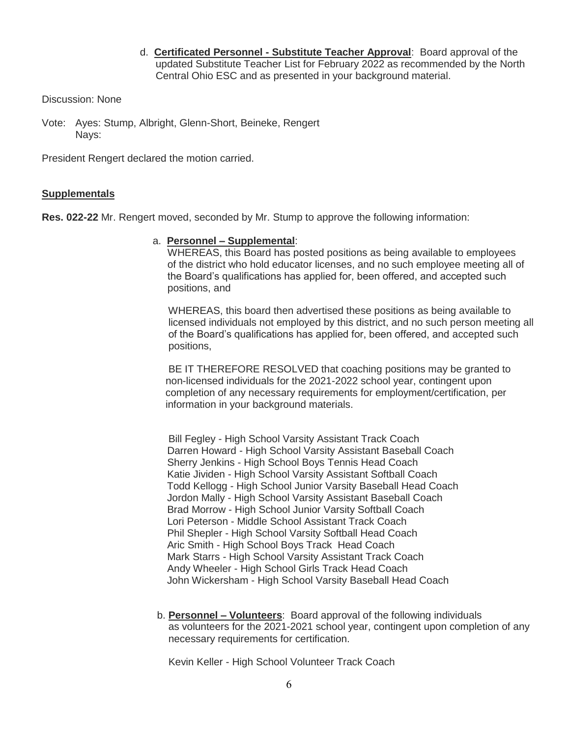d. **Certificated Personnel - Substitute Teacher Approval**: Board approval of the updated Substitute Teacher List for February 2022 as recommended by the North Central Ohio ESC and as presented in your background material.

Discussion: None

Vote: Ayes: Stump, Albright, Glenn-Short, Beineke, Rengert
Nays:

President Rengert declared the motion carried.

**Supplementals**

**Res. 022-22** Mr. Rengert moved, seconded by Mr. Stump to approve the following information:

a. **Personnel – Supplemental**:
WHEREAS, this Board has posted positions as being available to employees of the district who hold educator licenses, and no such employee meeting all of the Board's qualifications has applied for, been offered, and accepted such positions, and

WHEREAS, this board then advertised these positions as being available to licensed individuals not employed by this district, and no such person meeting all of the Board's qualifications has applied for, been offered, and accepted such positions,

BE IT THEREFORE RESOLVED that coaching positions may be granted to non-licensed individuals for the 2021-2022 school year, contingent upon completion of any necessary requirements for employment/certification, per information in your background materials.

Bill Fegley - High School Varsity Assistant Track Coach
Darren Howard - High School Varsity Assistant Baseball Coach
Sherry Jenkins - High School Boys Tennis Head Coach
Katie Jividen - High School Varsity Assistant Softball Coach
Todd Kellogg - High School Junior Varsity Baseball Head Coach
Jordon Mally - High School Varsity Assistant Baseball Coach
Brad Morrow - High School Junior Varsity Softball Coach
Lori Peterson - Middle School Assistant Track Coach
Phil Shepler - High School Varsity Softball Head Coach
Aric Smith - High School Boys Track Head Coach
Mark Starrs - High School Varsity Assistant Track Coach
Andy Wheeler - High School Girls Track Head Coach
John Wickersham - High School Varsity Baseball Head Coach

b. **Personnel – Volunteers**: Board approval of the following individuals as volunteers for the 2021-2021 school year, contingent upon completion of any necessary requirements for certification.

Kevin Keller - High School Volunteer Track Coach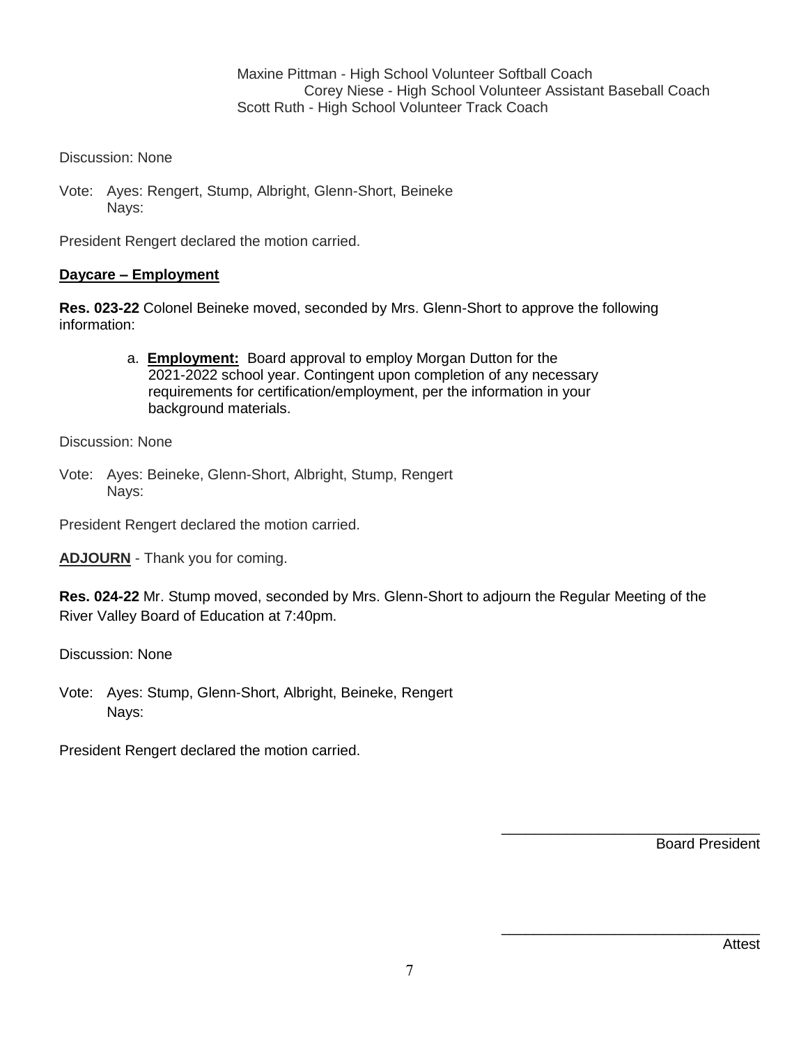Maxine Pittman - High School Volunteer Softball Coach
Corey Niese - High School Volunteer Assistant Baseball Coach
Scott Ruth - High School Volunteer Track Coach

Discussion: None

Vote: Ayes: Rengert, Stump, Albright, Glenn-Short, Beineke
Nays:

President Rengert declared the motion carried.

**Daycare – Employment**

**Res. 023-22** Colonel Beineke moved, seconded by Mrs. Glenn-Short to approve the following information:

a. **Employment:** Board approval to employ Morgan Dutton for the 2021-2022 school year. Contingent upon completion of any necessary requirements for certification/employment, per the information in your background materials.

Discussion: None

Vote: Ayes: Beineke, Glenn-Short, Albright, Stump, Rengert
Nays:

President Rengert declared the motion carried.

**ADJOURN** - Thank you for coming.

**Res. 024-22** Mr. Stump moved, seconded by Mrs. Glenn-Short to adjourn the Regular Meeting of the River Valley Board of Education at 7:40pm.

Discussion: None

Vote: Ayes: Stump, Glenn-Short, Albright, Beineke, Rengert
Nays:

President Rengert declared the motion carried.

\_\_\_\_\_\_\_\_\_\_\_\_\_\_\_\_\_\_\_\_\_\_\_\_\_\_\_\_\_\_
Board President

\_\_\_\_\_\_\_\_\_\_\_\_\_\_\_\_\_\_\_\_\_\_\_\_\_\_\_\_\_\_
Attest